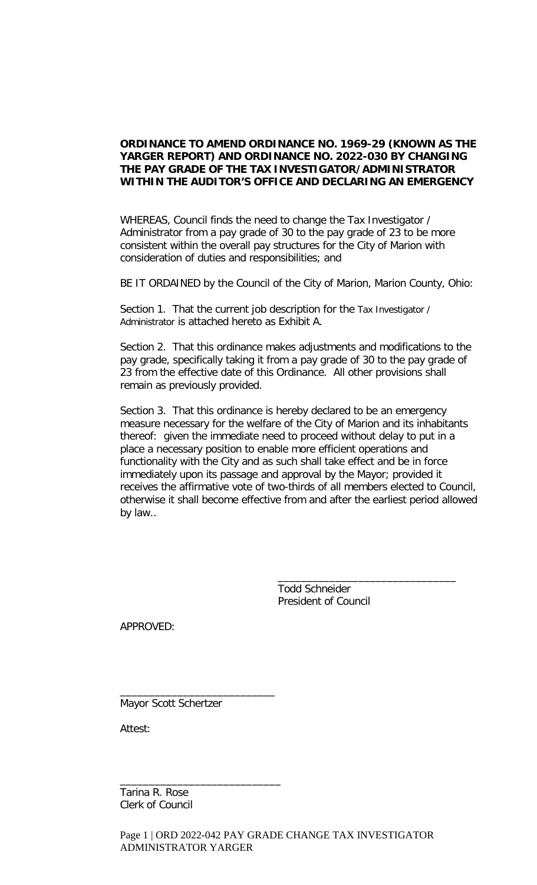**ORDINANCE TO AMEND ORDINANCE NO. 1969-29 (KNOWN AS THE YARGER REPORT) AND ORDINANCE NO. 2022-030 BY CHANGING THE PAY GRADE OF THE TAX INVESTIGATOR/ADMINISTRATOR WITHIN THE AUDITOR'S OFFICE AND DECLARING AN EMERGENCY**

WHEREAS, Council finds the need to change the Tax Investigator / Administrator from a pay grade of 30 to the pay grade of 23 to be more consistent within the overall pay structures for the City of Marion with consideration of duties and responsibilities; and

BE IT ORDAINED by the Council of the City of Marion, Marion County, Ohio:

Section 1. That the current job description for the Tax Investigator / Administrator is attached hereto as Exhibit A.

Section 2. That this ordinance makes adjustments and modifications to the pay grade, specifically taking it from a pay grade of 30 to the pay grade of 23 from the effective date of this Ordinance. All other provisions shall remain as previously provided.

Section 3. That this ordinance is hereby declared to be an emergency measure necessary for the welfare of the City of Marion and its inhabitants thereof: given the immediate need to proceed without delay to put in a place a necessary position to enable more efficient operations and functionality with the City and as such shall take effect and be in force immediately upon its passage and approval by the Mayor; provided it receives the affirmative vote of two-thirds of all members elected to Council, otherwise it shall become effective from and after the earliest period allowed by law..

______________________________
Todd Schneider
President of Council

APPROVED:

__________________________
Mayor Scott Schertzer

Attest:

___________________________
Tarina R. Rose
Clerk of Council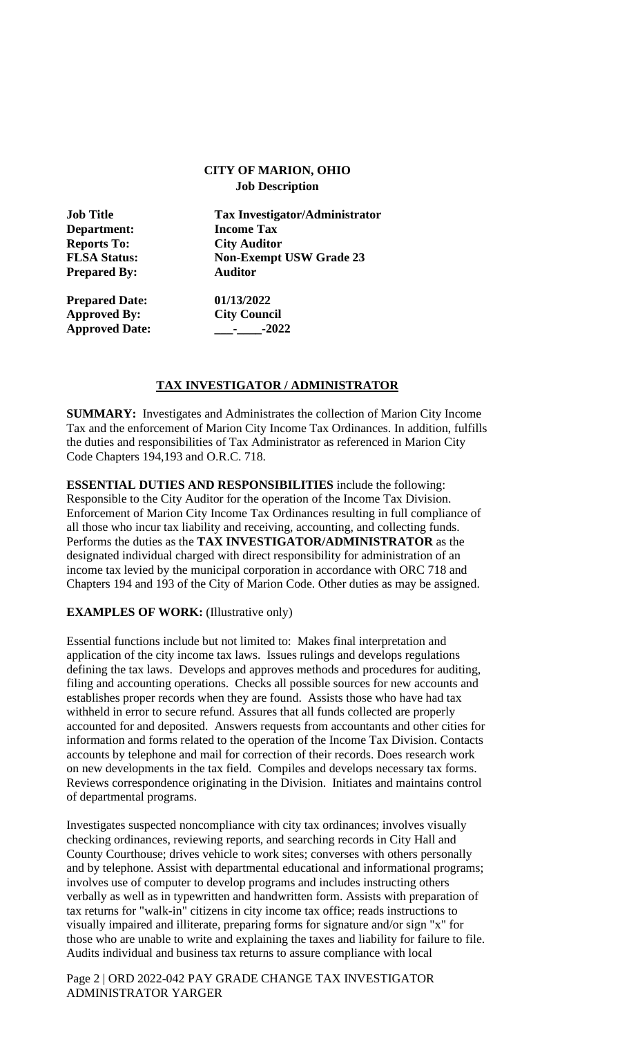**CITY OF MARION, OHIO**
**Job Description**

| | |
|---|---|
| **Job Title** | **Tax Investigator/Administrator** |
| **Department:** | **Income Tax** |
| **Reports To:** | **City Auditor** |
| **FLSA Status:** | **Non-Exempt USW Grade 23** |
| **Prepared By:** | **Auditor** |
| **Prepared Date:** | **01/13/2022** |
| **Approved By:** | **City Council** |
| **Approved Date:** | **___-____-2022** |

## TAX INVESTIGATOR / ADMINISTRATOR

**SUMMARY:** Investigates and Administrates the collection of Marion City Income Tax and the enforcement of Marion City Income Tax Ordinances. In addition, fulfills the duties and responsibilities of Tax Administrator as referenced in Marion City Code Chapters 194,193 and O.R.C. 718.

**ESSENTIAL DUTIES AND RESPONSIBILITIES** include the following: Responsible to the City Auditor for the operation of the Income Tax Division. Enforcement of Marion City Income Tax Ordinances resulting in full compliance of all those who incur tax liability and receiving, accounting, and collecting funds. Performs the duties as the **TAX INVESTIGATOR/ADMINISTRATOR** as the designated individual charged with direct responsibility for administration of an income tax levied by the municipal corporation in accordance with ORC 718 and Chapters 194 and 193 of the City of Marion Code. Other duties as may be assigned.

**EXAMPLES OF WORK:** (Illustrative only)

Essential functions include but not limited to: Makes final interpretation and application of the city income tax laws. Issues rulings and develops regulations defining the tax laws. Develops and approves methods and procedures for auditing, filing and accounting operations. Checks all possible sources for new accounts and establishes proper records when they are found. Assists those who have had tax withheld in error to secure refund. Assures that all funds collected are properly accounted for and deposited. Answers requests from accountants and other cities for information and forms related to the operation of the Income Tax Division. Contacts accounts by telephone and mail for correction of their records. Does research work on new developments in the tax field. Compiles and develops necessary tax forms. Reviews correspondence originating in the Division. Initiates and maintains control of departmental programs.

Investigates suspected noncompliance with city tax ordinances; involves visually checking ordinances, reviewing reports, and searching records in City Hall and County Courthouse; drives vehicle to work sites; converses with others personally and by telephone. Assist with departmental educational and informational programs; involves use of computer to develop programs and includes instructing others verbally as well as in typewritten and handwritten form. Assists with preparation of tax returns for "walk-in" citizens in city income tax office; reads instructions to visually impaired and illiterate, preparing forms for signature and/or sign "x" for those who are unable to write and explaining the taxes and liability for failure to file. Audits individual and business tax returns to assure compliance with local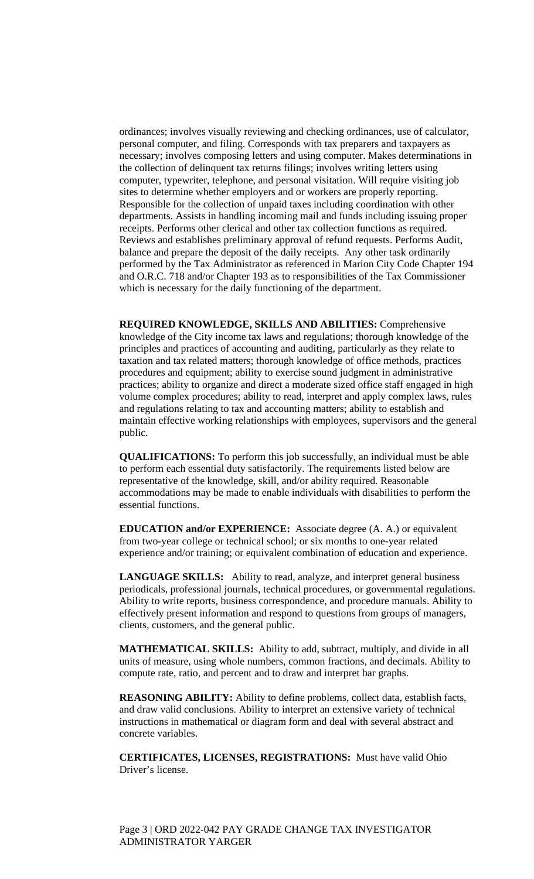ordinances; involves visually reviewing and checking ordinances, use of calculator, personal computer, and filing. Corresponds with tax preparers and taxpayers as necessary; involves composing letters and using computer. Makes determinations in the collection of delinquent tax returns filings; involves writing letters using computer, typewriter, telephone, and personal visitation. Will require visiting job sites to determine whether employers and or workers are properly reporting. Responsible for the collection of unpaid taxes including coordination with other departments. Assists in handling incoming mail and funds including issuing proper receipts. Performs other clerical and other tax collection functions as required. Reviews and establishes preliminary approval of refund requests. Performs Audit, balance and prepare the deposit of the daily receipts. Any other task ordinarily performed by the Tax Administrator as referenced in Marion City Code Chapter 194 and O.R.C. 718 and/or Chapter 193 as to responsibilities of the Tax Commissioner which is necessary for the daily functioning of the department.

**REQUIRED KNOWLEDGE, SKILLS AND ABILITIES:** Comprehensive knowledge of the City income tax laws and regulations; thorough knowledge of the principles and practices of accounting and auditing, particularly as they relate to taxation and tax related matters; thorough knowledge of office methods, practices procedures and equipment; ability to exercise sound judgment in administrative practices; ability to organize and direct a moderate sized office staff engaged in high volume complex procedures; ability to read, interpret and apply complex laws, rules and regulations relating to tax and accounting matters; ability to establish and maintain effective working relationships with employees, supervisors and the general public.

**QUALIFICATIONS:** To perform this job successfully, an individual must be able to perform each essential duty satisfactorily. The requirements listed below are representative of the knowledge, skill, and/or ability required. Reasonable accommodations may be made to enable individuals with disabilities to perform the essential functions.

**EDUCATION and/or EXPERIENCE:** Associate degree (A. A.) or equivalent from two-year college or technical school; or six months to one-year related experience and/or training; or equivalent combination of education and experience.

**LANGUAGE SKILLS:** Ability to read, analyze, and interpret general business periodicals, professional journals, technical procedures, or governmental regulations. Ability to write reports, business correspondence, and procedure manuals. Ability to effectively present information and respond to questions from groups of managers, clients, customers, and the general public.

**MATHEMATICAL SKILLS:** Ability to add, subtract, multiply, and divide in all units of measure, using whole numbers, common fractions, and decimals. Ability to compute rate, ratio, and percent and to draw and interpret bar graphs.

**REASONING ABILITY:** Ability to define problems, collect data, establish facts, and draw valid conclusions. Ability to interpret an extensive variety of technical instructions in mathematical or diagram form and deal with several abstract and concrete variables.

**CERTIFICATES, LICENSES, REGISTRATIONS:** Must have valid Ohio Driver's license.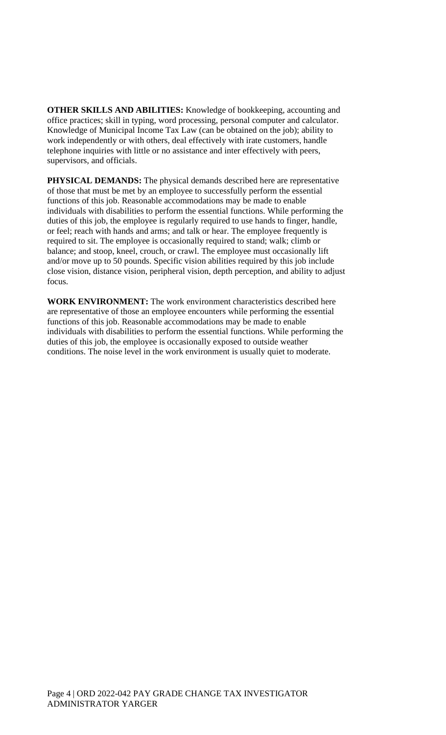**OTHER SKILLS AND ABILITIES:** Knowledge of bookkeeping, accounting and office practices; skill in typing, word processing, personal computer and calculator. Knowledge of Municipal Income Tax Law (can be obtained on the job); ability to work independently or with others, deal effectively with irate customers, handle telephone inquiries with little or no assistance and inter effectively with peers, supervisors, and officials.

**PHYSICAL DEMANDS:** The physical demands described here are representative of those that must be met by an employee to successfully perform the essential functions of this job. Reasonable accommodations may be made to enable individuals with disabilities to perform the essential functions. While performing the duties of this job, the employee is regularly required to use hands to finger, handle, or feel; reach with hands and arms; and talk or hear. The employee frequently is required to sit. The employee is occasionally required to stand; walk; climb or balance; and stoop, kneel, crouch, or crawl. The employee must occasionally lift and/or move up to 50 pounds. Specific vision abilities required by this job include close vision, distance vision, peripheral vision, depth perception, and ability to adjust focus.

**WORK ENVIRONMENT:** The work environment characteristics described here are representative of those an employee encounters while performing the essential functions of this job. Reasonable accommodations may be made to enable individuals with disabilities to perform the essential functions. While performing the duties of this job, the employee is occasionally exposed to outside weather conditions. The noise level in the work environment is usually quiet to moderate.